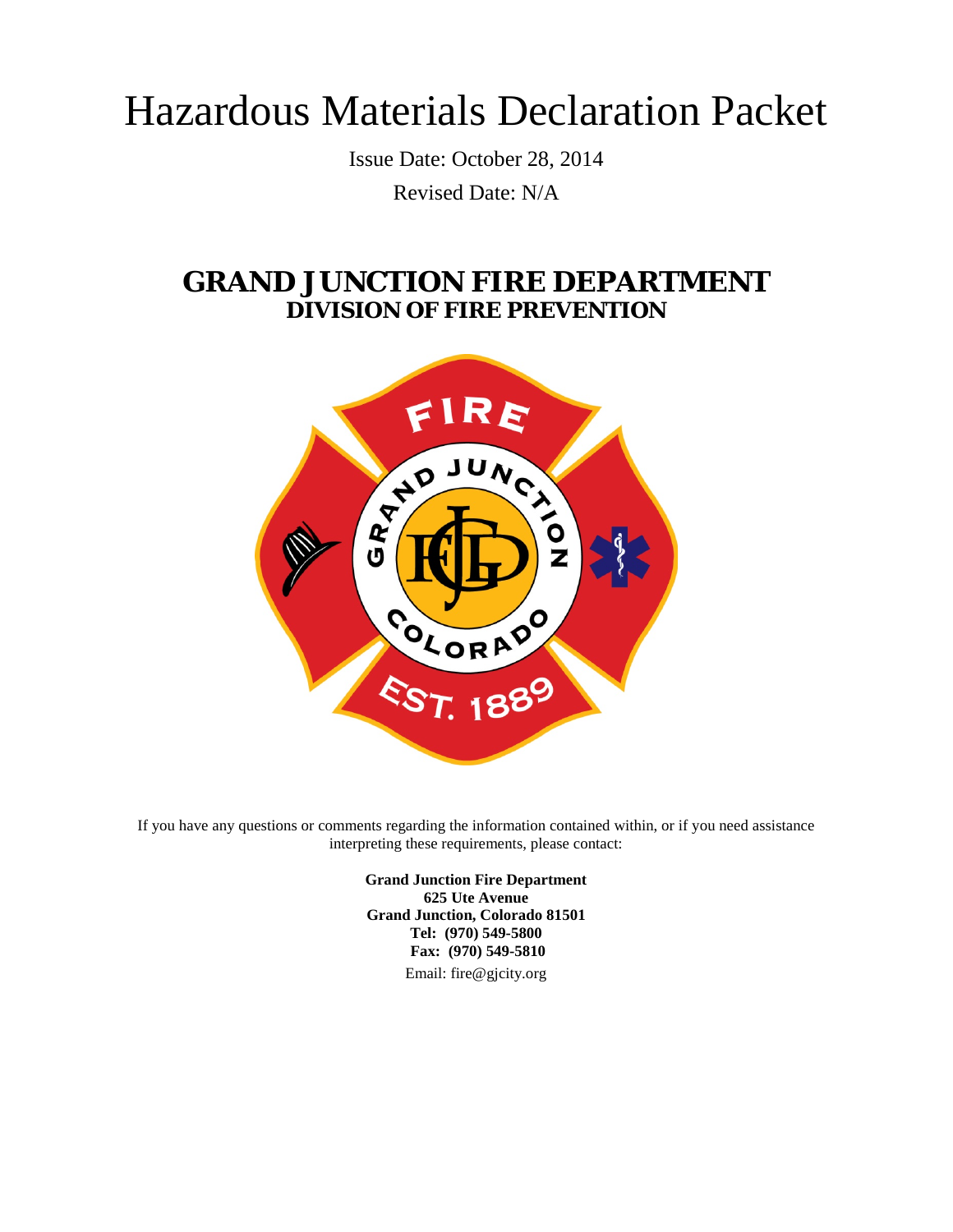# Hazardous Materials Declaration Packet

Issue Date: October 28, 2014

Revised Date: N/A

## GRAND JUNCTION FIRE DEPARTMENT
### DIVISION OF FIRE PREVENTION

If you have any questions or comments regarding the information contained within, or if you need assistance interpreting these requirements, please contact:

**Grand Junction Fire Department**
**625 Ute Avenue**
**Grand Junction, Colorado 81501**
**Tel: (970) 549-5800**
**Fax: (970) 549-5810**
Email: fire@gjcity.org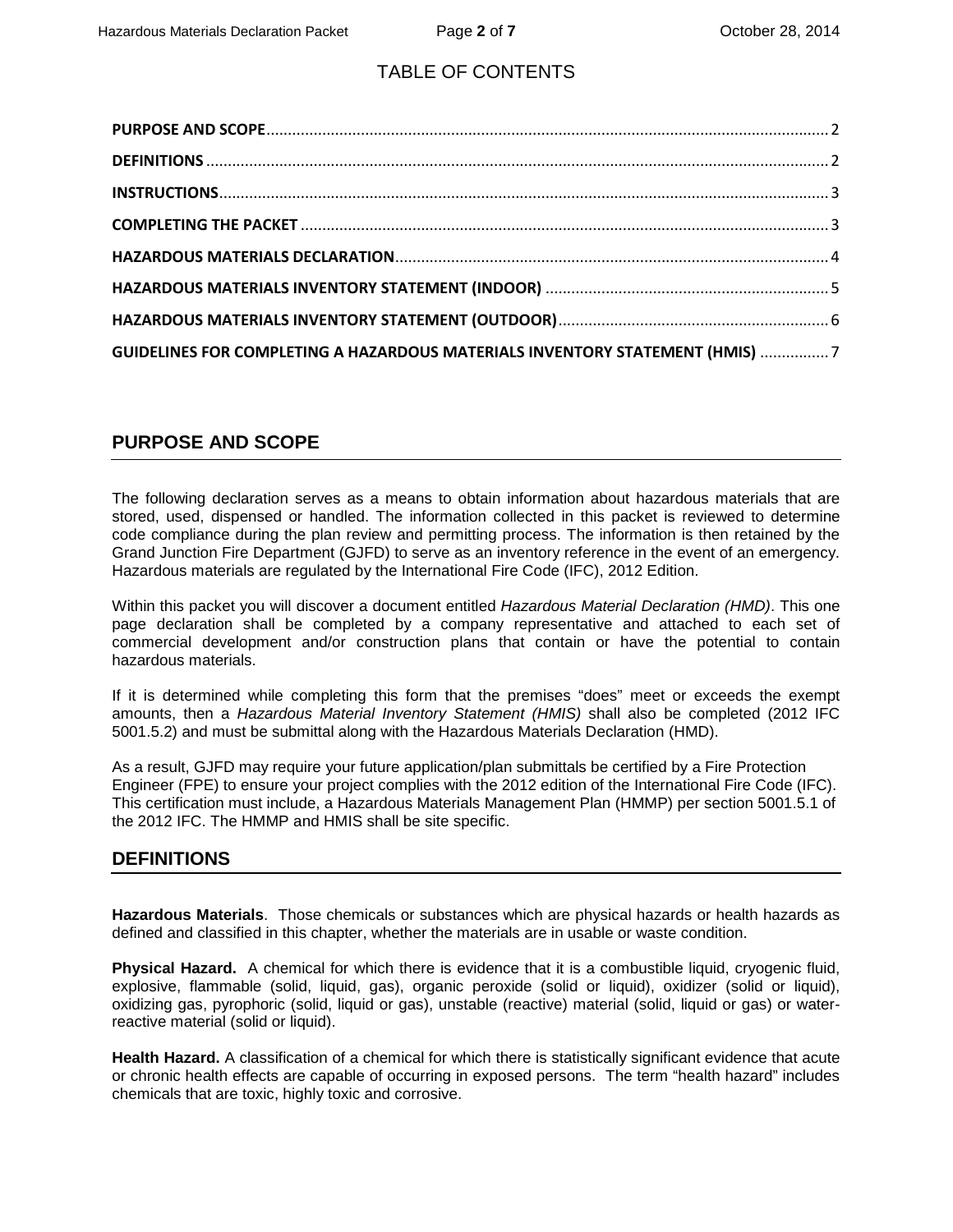# TABLE OF CONTENTS

**PURPOSE AND SCOPE**.......... 2
**DEFINITIONS**.......... 2
**INSTRUCTIONS**.......... 3
**COMPLETING THE PACKET**.......... 3
**HAZARDOUS MATERIALS DECLARATION**.......... 4
**HAZARDOUS MATERIALS INVENTORY STATEMENT (INDOOR)**.......... 5
**HAZARDOUS MATERIALS INVENTORY STATEMENT (OUTDOOR)**.......... 6
**GUIDELINES FOR COMPLETING A HAZARDOUS MATERIALS INVENTORY STATEMENT (HMIS)**.......... 7

## PURPOSE AND SCOPE

The following declaration serves as a means to obtain information about hazardous materials that are stored, used, dispensed or handled. The information collected in this packet is reviewed to determine code compliance during the plan review and permitting process. The information is then retained by the Grand Junction Fire Department (GJFD) to serve as an inventory reference in the event of an emergency. Hazardous materials are regulated by the International Fire Code (IFC), 2012 Edition.

Within this packet you will discover a document entitled *Hazardous Material Declaration (HMD)*. This one page declaration shall be completed by a company representative and attached to each set of commercial development and/or construction plans that contain or have the potential to contain hazardous materials.

If it is determined while completing this form that the premises "does" meet or exceeds the exempt amounts, then a *Hazardous Material Inventory Statement (HMIS)* shall also be completed (2012 IFC 5001.5.2) and must be submittal along with the Hazardous Materials Declaration (HMD).

As a result, GJFD may require your future application/plan submittals be certified by a Fire Protection Engineer (FPE) to ensure your project complies with the 2012 edition of the International Fire Code (IFC). This certification must include, a Hazardous Materials Management Plan (HMMP) per section 5001.5.1 of the 2012 IFC. The HMMP and HMIS shall be site specific.

## DEFINITIONS

**Hazardous Materials**. Those chemicals or substances which are physical hazards or health hazards as defined and classified in this chapter, whether the materials are in usable or waste condition.

**Physical Hazard.** A chemical for which there is evidence that it is a combustible liquid, cryogenic fluid, explosive, flammable (solid, liquid, gas), organic peroxide (solid or liquid), oxidizer (solid or liquid), oxidizing gas, pyrophoric (solid, liquid or gas), unstable (reactive) material (solid, liquid or gas) or water-reactive material (solid or liquid).

**Health Hazard.** A classification of a chemical for which there is statistically significant evidence that acute or chronic health effects are capable of occurring in exposed persons. The term "health hazard" includes chemicals that are toxic, highly toxic and corrosive.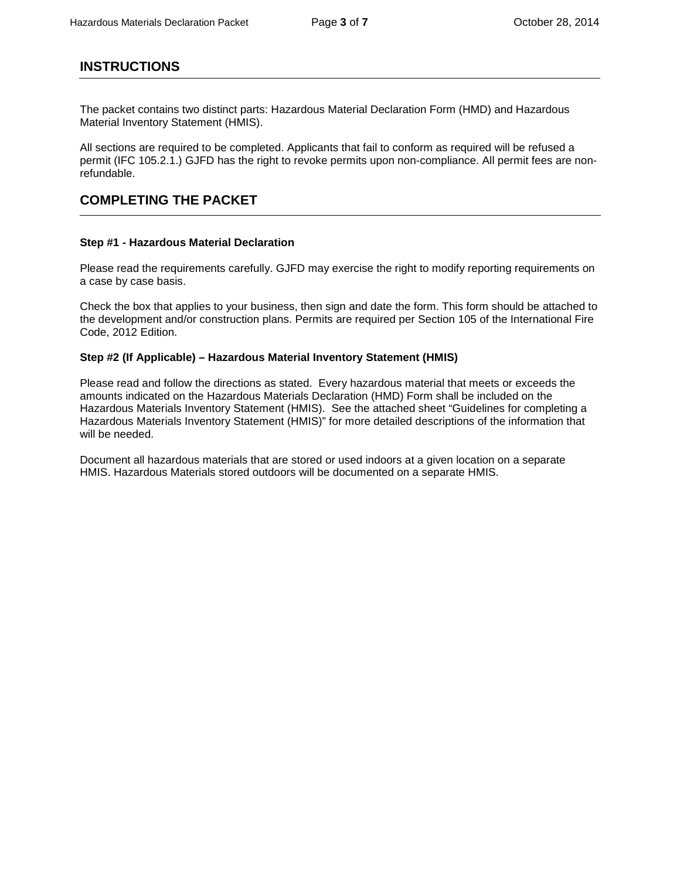## INSTRUCTIONS

The packet contains two distinct parts: Hazardous Material Declaration Form (HMD) and Hazardous Material Inventory Statement (HMIS).

All sections are required to be completed. Applicants that fail to conform as required will be refused a permit (IFC 105.2.1.) GJFD has the right to revoke permits upon non-compliance. All permit fees are non-refundable.

## COMPLETING THE PACKET

**Step #1 - Hazardous Material Declaration**

Please read the requirements carefully. GJFD may exercise the right to modify reporting requirements on a case by case basis.

Check the box that applies to your business, then sign and date the form. This form should be attached to the development and/or construction plans. Permits are required per Section 105 of the International Fire Code, 2012 Edition.

**Step #2 (If Applicable) – Hazardous Material Inventory Statement (HMIS)**

Please read and follow the directions as stated. Every hazardous material that meets or exceeds the amounts indicated on the Hazardous Materials Declaration (HMD) Form shall be included on the Hazardous Materials Inventory Statement (HMIS). See the attached sheet "Guidelines for completing a Hazardous Materials Inventory Statement (HMIS)" for more detailed descriptions of the information that will be needed.

Document all hazardous materials that are stored or used indoors at a given location on a separate HMIS. Hazardous Materials stored outdoors will be documented on a separate HMIS.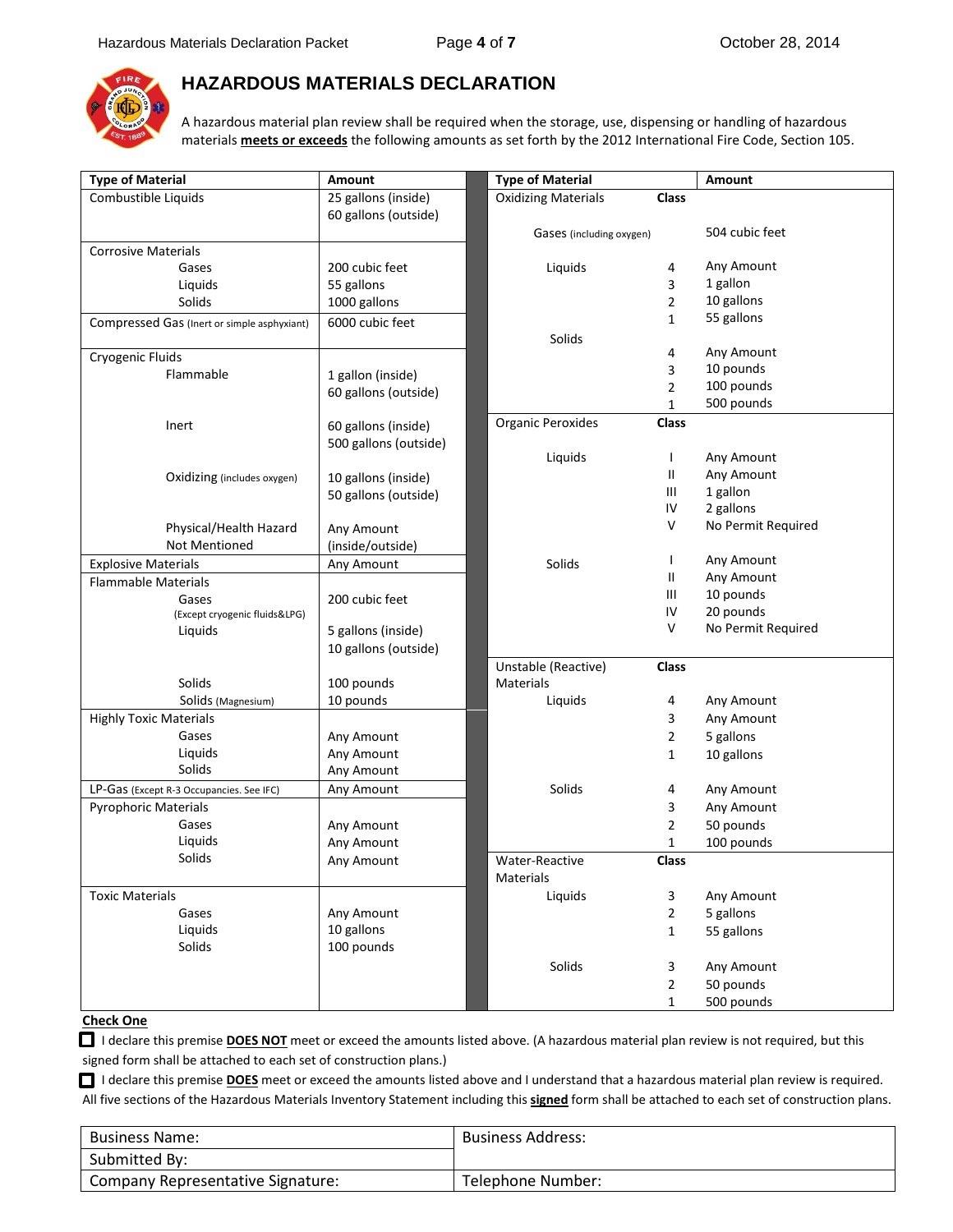# HAZARDOUS MATERIALS DECLARATION

A hazardous material plan review shall be required when the storage, use, dispensing or handling of hazardous materials **meets or exceeds** the following amounts as set forth by the 2012 International Fire Code, Section 105.

| Type of Material | Amount |
|---|---|
| **Combustible Liquids** | 25 gallons (inside)<br>60 gallons (outside) |
| **Corrosive Materials** | |
| Gases | 200 cubic feet |
| Liquids | 55 gallons |
| Solids | 1000 gallons |
| **Compressed Gas** (Inert or simple asphyxiant) | 6000 cubic feet |
| **Cryogenic Fluids** | |
| Flammable | 1 gallon (inside)<br>60 gallons (outside) |
| Inert | 60 gallons (inside)<br>500 gallons (outside) |
| Oxidizing (includes oxygen) | 10 gallons (inside)<br>50 gallons (outside) |
| Physical/Health Hazard Not Mentioned | Any Amount (inside/outside) |
| **Explosive Materials** | Any Amount |
| **Flammable Materials** | |
| Gases (Except cryogenic fluids&LPG) | 200 cubic feet |
| Liquids | 5 gallons (inside)<br>10 gallons (outside) |
| Solids | 100 pounds |
| Solids (Magnesium) | 10 pounds |
| **Highly Toxic Materials** | |
| Gases | Any Amount |
| Liquids | Any Amount |
| Solids | Any Amount |
| **LP-Gas** (Except R-3 Occupancies. See IFC) | Any Amount |
| **Pyrophoric Materials** | |
| Gases | Any Amount |
| Liquids | Any Amount |
| Solids | Any Amount |
| **Toxic Materials** | |
| Gases | Any Amount |
| Liquids | 10 gallons |
| Solids | 100 pounds |

| Type of Material | Class | Amount |
|---|---|---|
| **Oxidizing Materials** | | |
| Gases (including oxygen) | | 504 cubic feet |
| Liquids | 4 | Any Amount |
| | 3 | 1 gallon |
| | 2 | 10 gallons |
| | 1 | 55 gallons |
| Solids | 4 | Any Amount |
| | 3 | 10 pounds |
| | 2 | 100 pounds |
| | 1 | 500 pounds |
| **Organic Peroxides** | | |
| Liquids | I | Any Amount |
| | II | Any Amount |
| | III | 1 gallon |
| | IV | 2 gallons |
| | V | No Permit Required |
| Solids | I | Any Amount |
| | II | Any Amount |
| | III | 10 pounds |
| | IV | 20 pounds |
| | V | No Permit Required |
| **Unstable (Reactive) Materials** | | |
| Liquids | 4 | Any Amount |
| | 3 | Any Amount |
| | 2 | 5 gallons |
| | 1 | 10 gallons |
| Solids | 4 | Any Amount |
| | 3 | Any Amount |
| | 2 | 50 pounds |
| | 1 | 100 pounds |
| **Water-Reactive Materials** | | |
| Liquids | 3 | Any Amount |
| | 2 | 5 gallons |
| | 1 | 55 gallons |
| Solids | 3 | Any Amount |
| | 2 | 50 pounds |
| | 1 | 500 pounds |

**Check One**

☐ I declare this premise **DOES NOT** meet or exceed the amounts listed above. (A hazardous material plan review is not required, but this signed form shall be attached to each set of construction plans.)

☐ I declare this premise **DOES** meet or exceed the amounts listed above and I understand that a hazardous material plan review is required. All five sections of the Hazardous Materials Inventory Statement including this **signed** form shall be attached to each set of construction plans.

| Business Name: | Business Address: |
|---|---|
| Submitted By: | |
| Company Representative Signature: | Telephone Number: |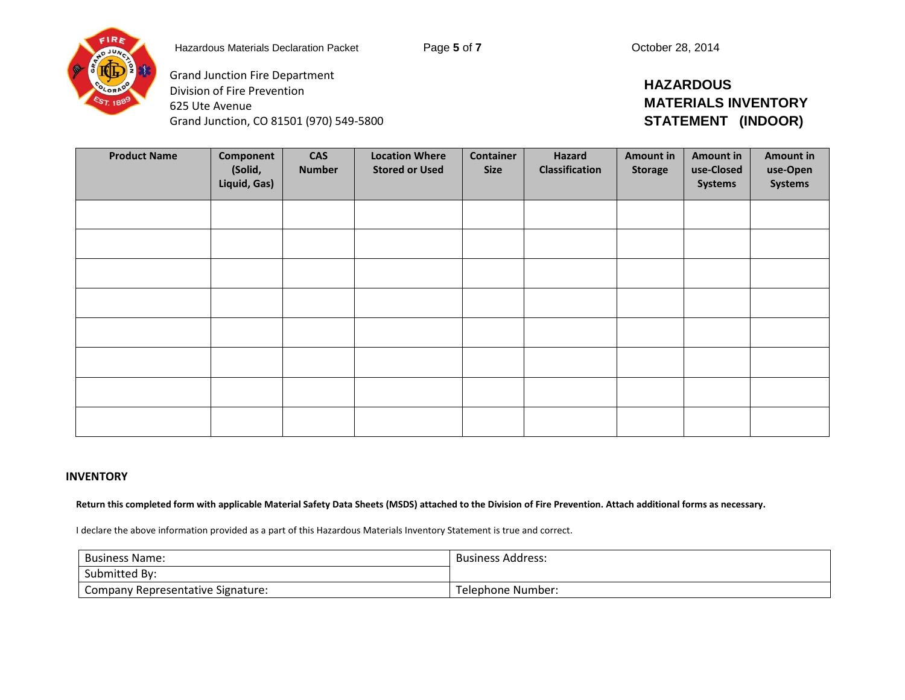Hazardous Materials Declaration Packet

October 28, 2014

Grand Junction Fire Department
Division of Fire Prevention
625 Ute Avenue
Grand Junction, CO 81501 (970) 549-5800

# HAZARDOUS MATERIALS INVENTORY STATEMENT (INDOOR)

| Product Name | Component (Solid, Liquid, Gas) | CAS Number | Location Where Stored or Used | Container Size | Hazard Classification | Amount in Storage | Amount in use-Closed Systems | Amount in use-Open Systems |
|---|---|---|---|---|---|---|---|---|
| | | | | | | | | |
| | | | | | | | | |
| | | | | | | | | |
| | | | | | | | | |
| | | | | | | | | |
| | | | | | | | | |
| | | | | | | | | |
| | | | | | | | | |

## INVENTORY

**Return this completed form with applicable Material Safety Data Sheets (MSDS) attached to the Division of Fire Prevention. Attach additional forms as necessary.**

I declare the above information provided as a part of this Hazardous Materials Inventory Statement is true and correct.

| Business Name: | Business Address: |
|---|---|
| Submitted By: | |
| Company Representative Signature: | Telephone Number: |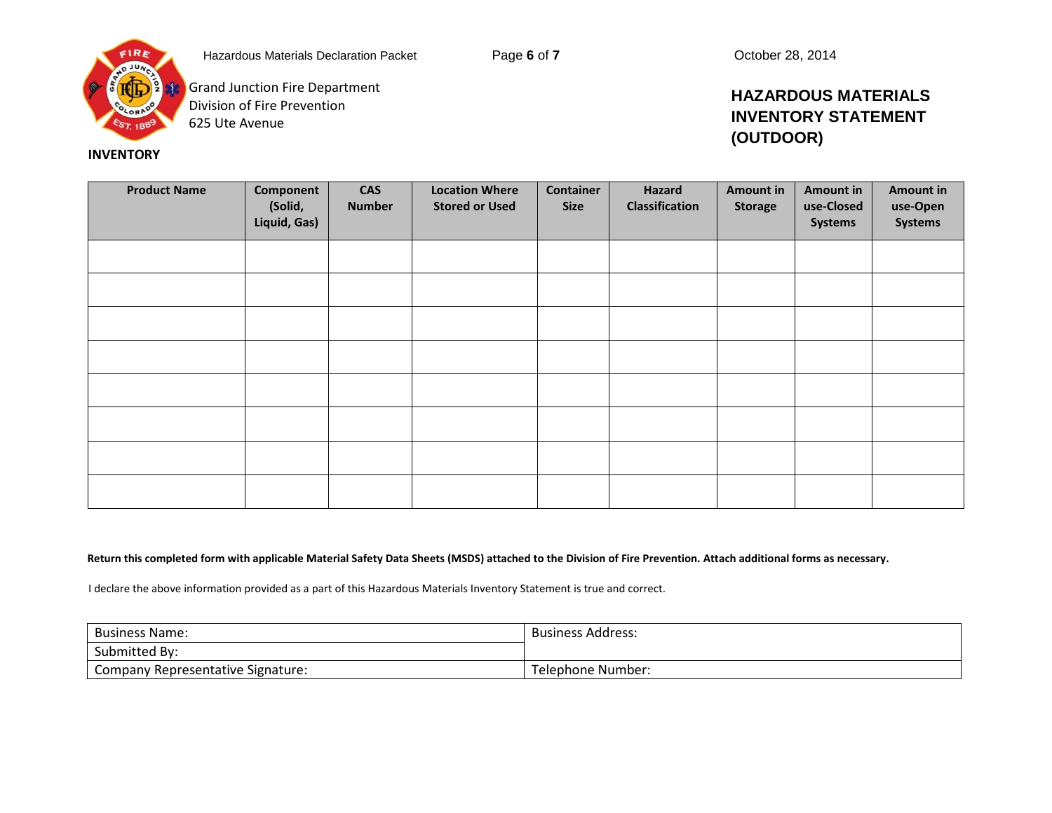Grand Junction Fire Department
Division of Fire Prevention
625 Ute Avenue

# HAZARDOUS MATERIALS INVENTORY STATEMENT (OUTDOOR)

**INVENTORY**

| Product Name | Component (Solid, Liquid, Gas) | CAS Number | Location Where Stored or Used | Container Size | Hazard Classification | Amount in Storage | Amount in use-Closed Systems | Amount in use-Open Systems |
|---|---|---|---|---|---|---|---|---|
| | | | | | | | | |
| | | | | | | | | |
| | | | | | | | | |
| | | | | | | | | |
| | | | | | | | | |
| | | | | | | | | |
| | | | | | | | | |
| | | | | | | | | |

**Return this completed form with applicable Material Safety Data Sheets (MSDS) attached to the Division of Fire Prevention. Attach additional forms as necessary.**

I declare the above information provided as a part of this Hazardous Materials Inventory Statement is true and correct.

| Business Name: | Business Address: |
|---|---|
| Submitted By: | |
| Company Representative Signature: | Telephone Number: |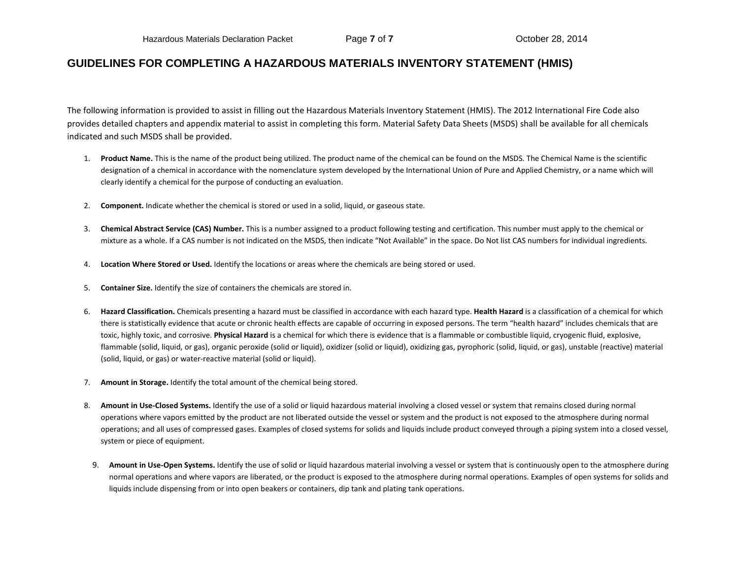# GUIDELINES FOR COMPLETING A HAZARDOUS MATERIALS INVENTORY STATEMENT (HMIS)

The following information is provided to assist in filling out the Hazardous Materials Inventory Statement (HMIS). The 2012 International Fire Code also provides detailed chapters and appendix material to assist in completing this form. Material Safety Data Sheets (MSDS) shall be available for all chemicals indicated and such MSDS shall be provided.

1. **Product Name.** This is the name of the product being utilized. The product name of the chemical can be found on the MSDS. The Chemical Name is the scientific designation of a chemical in accordance with the nomenclature system developed by the International Union of Pure and Applied Chemistry, or a name which will clearly identify a chemical for the purpose of conducting an evaluation.

2. **Component.** Indicate whether the chemical is stored or used in a solid, liquid, or gaseous state.

3. **Chemical Abstract Service (CAS) Number.** This is a number assigned to a product following testing and certification. This number must apply to the chemical or mixture as a whole. If a CAS number is not indicated on the MSDS, then indicate "Not Available" in the space. Do Not list CAS numbers for individual ingredients.

4. **Location Where Stored or Used.** Identify the locations or areas where the chemicals are being stored or used.

5. **Container Size.** Identify the size of containers the chemicals are stored in.

6. **Hazard Classification.** Chemicals presenting a hazard must be classified in accordance with each hazard type. **Health Hazard** is a classification of a chemical for which there is statistically evidence that acute or chronic health effects are capable of occurring in exposed persons. The term "health hazard" includes chemicals that are toxic, highly toxic, and corrosive. **Physical Hazard** is a chemical for which there is evidence that is a flammable or combustible liquid, cryogenic fluid, explosive, flammable (solid, liquid, or gas), organic peroxide (solid or liquid), oxidizer (solid or liquid), oxidizing gas, pyrophoric (solid, liquid, or gas), unstable (reactive) material (solid, liquid, or gas) or water-reactive material (solid or liquid).

7. **Amount in Storage.** Identify the total amount of the chemical being stored.

8. **Amount in Use-Closed Systems.** Identify the use of a solid or liquid hazardous material involving a closed vessel or system that remains closed during normal operations where vapors emitted by the product are not liberated outside the vessel or system and the product is not exposed to the atmosphere during normal operations; and all uses of compressed gases. Examples of closed systems for solids and liquids include product conveyed through a piping system into a closed vessel, system or piece of equipment.

9. **Amount in Use-Open Systems.** Identify the use of solid or liquid hazardous material involving a vessel or system that is continuously open to the atmosphere during normal operations and where vapors are liberated, or the product is exposed to the atmosphere during normal operations. Examples of open systems for solids and liquids include dispensing from or into open beakers or containers, dip tank and plating tank operations.